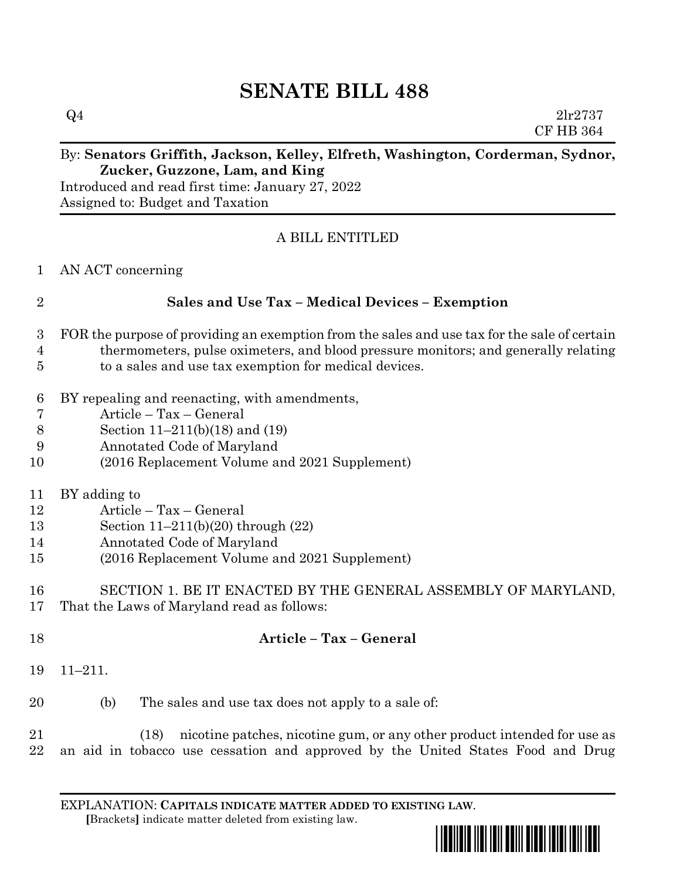# SENATE BILL 488

Q4 2lr2737
CF HB 364

By: **Senators Griffith, Jackson, Kelley, Elfreth, Washington, Corderman, Sydnor, Zucker, Guzzone, Lam, and King**
Introduced and read first time: January 27, 2022
Assigned to: Budget and Taxation

A BILL ENTITLED

1 AN ACT concerning

2 **Sales and Use Tax – Medical Devices – Exemption**

3 FOR the purpose of providing an exemption from the sales and use tax for the sale of certain
4 thermometers, pulse oximeters, and blood pressure monitors; and generally relating
5 to a sales and use tax exemption for medical devices.

6 BY repealing and reenacting, with amendments,
7 Article – Tax – General
8 Section 11–211(b)(18) and (19)
9 Annotated Code of Maryland
10 (2016 Replacement Volume and 2021 Supplement)

11 BY adding to
12 Article – Tax – General
13 Section 11–211(b)(20) through (22)
14 Annotated Code of Maryland
15 (2016 Replacement Volume and 2021 Supplement)

16 SECTION 1. BE IT ENACTED BY THE GENERAL ASSEMBLY OF MARYLAND,
17 That the Laws of Maryland read as follows:

18 **Article – Tax – General**

19 11–211.

20 (b) The sales and use tax does not apply to a sale of:

21 (18) nicotine patches, nicotine gum, or any other product intended for use as
22 an aid in tobacco use cessation and approved by the United States Food and Drug

EXPLANATION: **CAPITALS INDICATE MATTER ADDED TO EXISTING LAW.**
**[**Brackets**]** indicate matter deleted from existing law.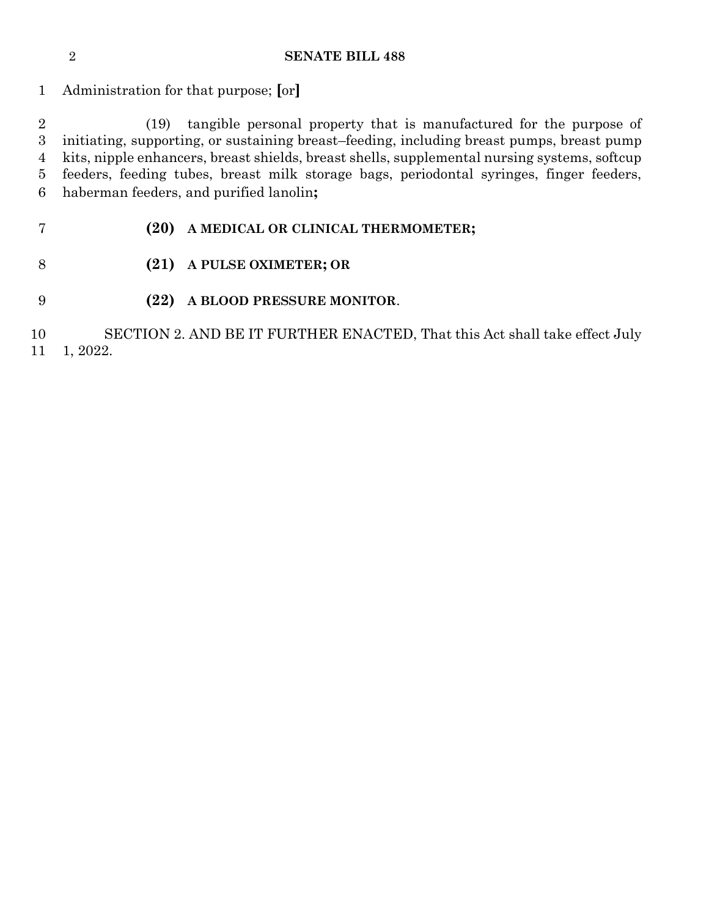Administration for that purpose; **[**or**]**

(19) tangible personal property that is manufactured for the purpose of initiating, supporting, or sustaining breast–feeding, including breast pumps, breast pump kits, nipple enhancers, breast shields, breast shells, supplemental nursing systems, softcup feeders, feeding tubes, breast milk storage bags, periodontal syringes, finger feeders, haberman feeders, and purified lanolin**;**

**(20) A MEDICAL OR CLINICAL THERMOMETER;**

**(21) A PULSE OXIMETER; OR**

**(22) A BLOOD PRESSURE MONITOR**.

SECTION 2. AND BE IT FURTHER ENACTED, That this Act shall take effect July 1, 2022.